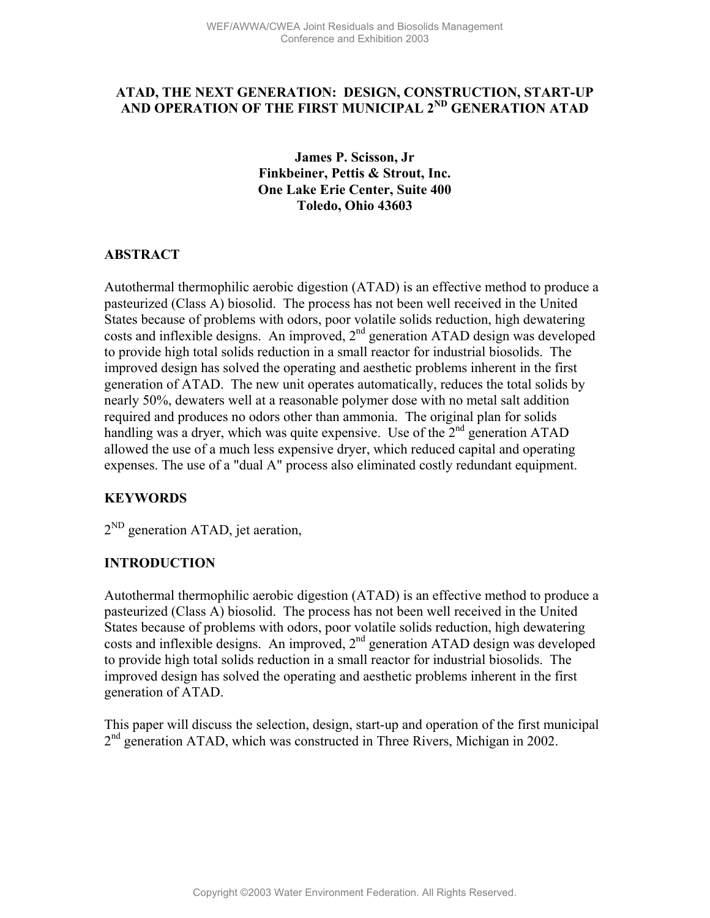# ATAD, THE NEXT GENERATION: DESIGN, CONSTRUCTION, START-UP AND OPERATION OF THE FIRST MUNICIPAL 2$^{ND}$ GENERATION ATAD

**James P. Scisson, Jr**
**Finkbeiner, Pettis & Strout, Inc.**
**One Lake Erie Center, Suite 400**
**Toledo, Ohio 43603**

## ABSTRACT

Autothermal thermophilic aerobic digestion (ATAD) is an effective method to produce a pasteurized (Class A) biosolid. The process has not been well received in the United States because of problems with odors, poor volatile solids reduction, high dewatering costs and inflexible designs. An improved, 2$^{nd}$ generation ATAD design was developed to provide high total solids reduction in a small reactor for industrial biosolids. The improved design has solved the operating and aesthetic problems inherent in the first generation of ATAD. The new unit operates automatically, reduces the total solids by nearly 50%, dewaters well at a reasonable polymer dose with no metal salt addition required and produces no odors other than ammonia. The original plan for solids handling was a dryer, which was quite expensive. Use of the 2$^{nd}$ generation ATAD allowed the use of a much less expensive dryer, which reduced capital and operating expenses. The use of a "dual A" process also eliminated costly redundant equipment.

## KEYWORDS

2$^{ND}$ generation ATAD, jet aeration,

## INTRODUCTION

Autothermal thermophilic aerobic digestion (ATAD) is an effective method to produce a pasteurized (Class A) biosolid. The process has not been well received in the United States because of problems with odors, poor volatile solids reduction, high dewatering costs and inflexible designs. An improved, 2$^{nd}$ generation ATAD design was developed to provide high total solids reduction in a small reactor for industrial biosolids. The improved design has solved the operating and aesthetic problems inherent in the first generation of ATAD.

This paper will discuss the selection, design, start-up and operation of the first municipal 2$^{nd}$ generation ATAD, which was constructed in Three Rivers, Michigan in 2002.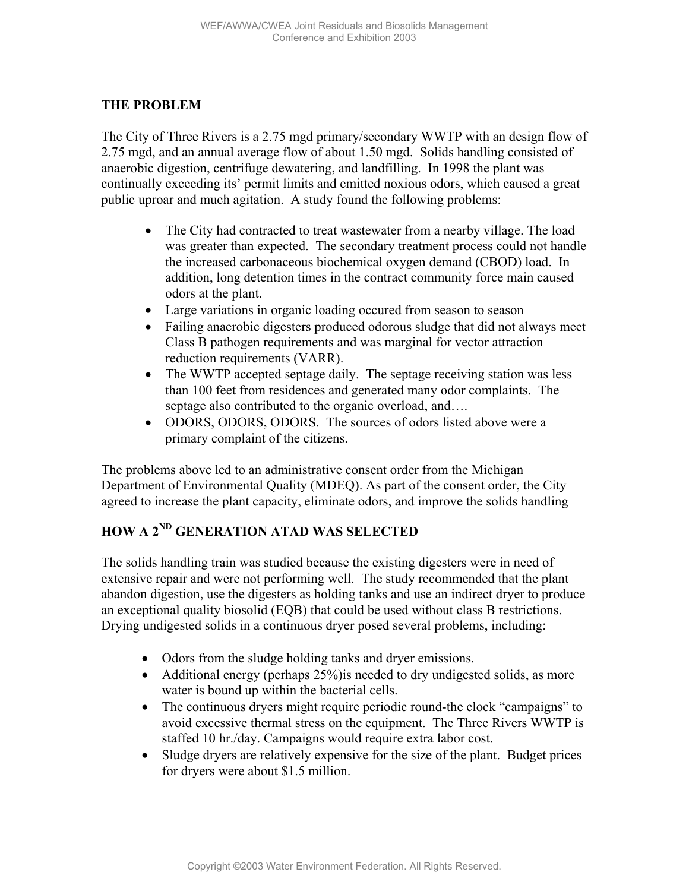## THE PROBLEM

The City of Three Rivers is a 2.75 mgd primary/secondary WWTP with an design flow of 2.75 mgd, and an annual average flow of about 1.50 mgd. Solids handling consisted of anaerobic digestion, centrifuge dewatering, and landfilling. In 1998 the plant was continually exceeding its' permit limits and emitted noxious odors, which caused a great public uproar and much agitation. A study found the following problems:

- The City had contracted to treat wastewater from a nearby village. The load was greater than expected. The secondary treatment process could not handle the increased carbonaceous biochemical oxygen demand (CBOD) load. In addition, long detention times in the contract community force main caused odors at the plant.
- Large variations in organic loading occured from season to season
- Failing anaerobic digesters produced odorous sludge that did not always meet Class B pathogen requirements and was marginal for vector attraction reduction requirements (VARR).
- The WWTP accepted septage daily. The septage receiving station was less than 100 feet from residences and generated many odor complaints. The septage also contributed to the organic overload, and….
- ODORS, ODORS, ODORS. The sources of odors listed above were a primary complaint of the citizens.

The problems above led to an administrative consent order from the Michigan Department of Environmental Quality (MDEQ). As part of the consent order, the City agreed to increase the plant capacity, eliminate odors, and improve the solids handling

## HOW A 2ND GENERATION ATAD WAS SELECTED

The solids handling train was studied because the existing digesters were in need of extensive repair and were not performing well. The study recommended that the plant abandon digestion, use the digesters as holding tanks and use an indirect dryer to produce an exceptional quality biosolid (EQB) that could be used without class B restrictions. Drying undigested solids in a continuous dryer posed several problems, including:

- Odors from the sludge holding tanks and dryer emissions.
- Additional energy (perhaps 25%)is needed to dry undigested solids, as more water is bound up within the bacterial cells.
- The continuous dryers might require periodic round-the clock "campaigns" to avoid excessive thermal stress on the equipment. The Three Rivers WWTP is staffed 10 hr./day. Campaigns would require extra labor cost.
- Sludge dryers are relatively expensive for the size of the plant. Budget prices for dryers were about \$1.5 million.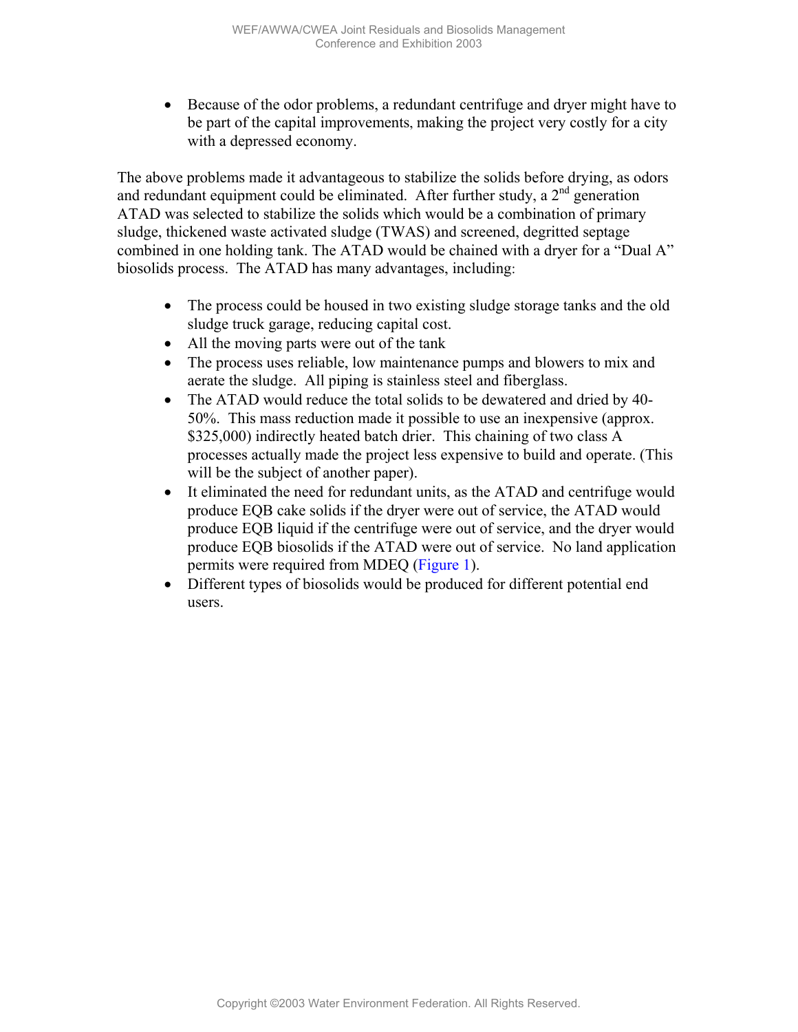- Because of the odor problems, a redundant centrifuge and dryer might have to be part of the capital improvements, making the project very costly for a city with a depressed economy.

The above problems made it advantageous to stabilize the solids before drying, as odors and redundant equipment could be eliminated. After further study, a 2nd generation ATAD was selected to stabilize the solids which would be a combination of primary sludge, thickened waste activated sludge (TWAS) and screened, degritted septage combined in one holding tank. The ATAD would be chained with a dryer for a "Dual A" biosolids process. The ATAD has many advantages, including:

- The process could be housed in two existing sludge storage tanks and the old sludge truck garage, reducing capital cost.
- All the moving parts were out of the tank
- The process uses reliable, low maintenance pumps and blowers to mix and aerate the sludge. All piping is stainless steel and fiberglass.
- The ATAD would reduce the total solids to be dewatered and dried by 40-50%. This mass reduction made it possible to use an inexpensive (approx. $325,000) indirectly heated batch drier. This chaining of two class A processes actually made the project less expensive to build and operate. (This will be the subject of another paper).
- It eliminated the need for redundant units, as the ATAD and centrifuge would produce EQB cake solids if the dryer were out of service, the ATAD would produce EQB liquid if the centrifuge were out of service, and the dryer would produce EQB biosolids if the ATAD were out of service. No land application permits were required from MDEQ (Figure 1).
- Different types of biosolids would be produced for different potential end users.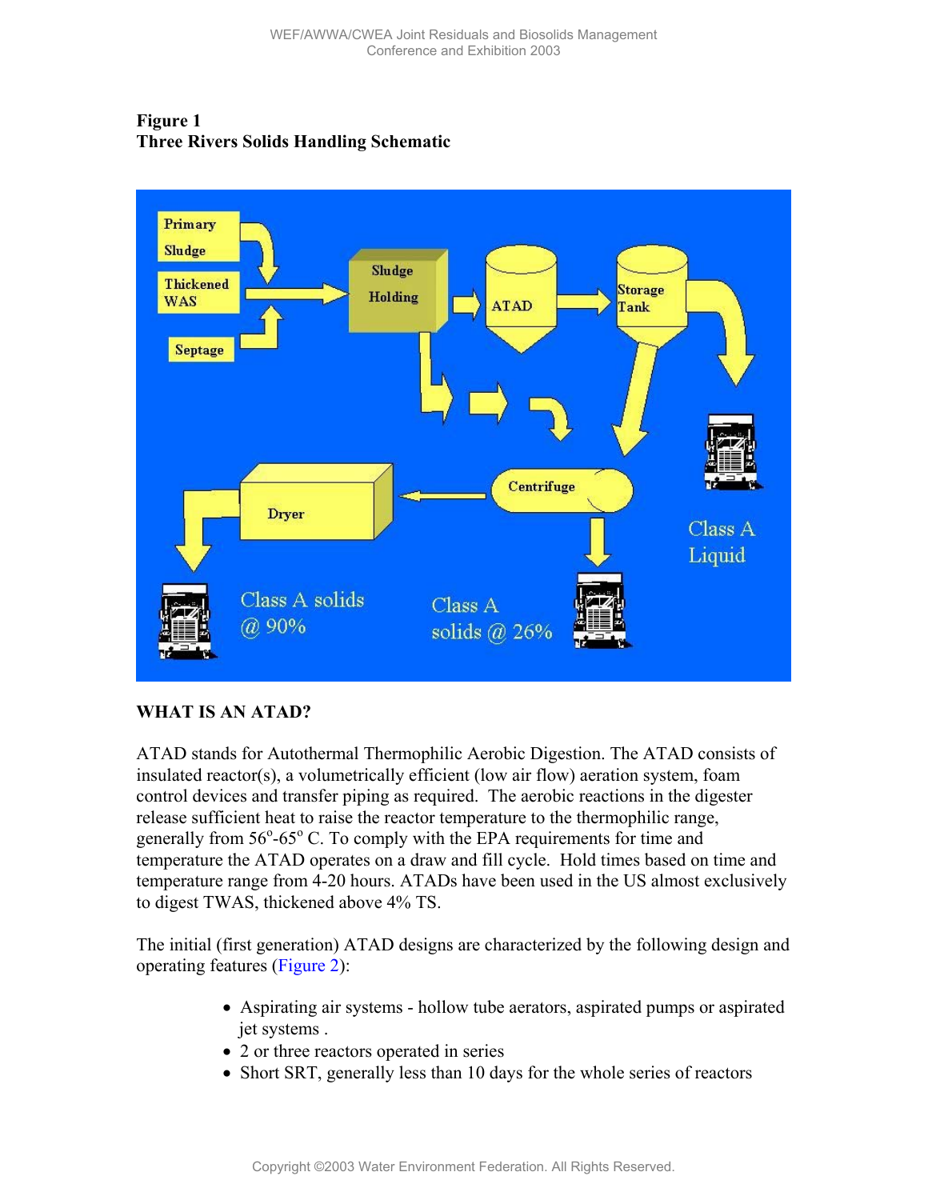**Figure 1**
**Three Rivers Solids Handling Schematic**

## WHAT IS AN ATAD?

ATAD stands for Autothermal Thermophilic Aerobic Digestion. The ATAD consists of insulated reactor(s), a volumetrically efficient (low air flow) aeration system, foam control devices and transfer piping as required. The aerobic reactions in the digester release sufficient heat to raise the reactor temperature to the thermophilic range, generally from 56°-65° C. To comply with the EPA requirements for time and temperature the ATAD operates on a draw and fill cycle. Hold times based on time and temperature range from 4-20 hours. ATADs have been used in the US almost exclusively to digest TWAS, thickened above 4% TS.

The initial (first generation) ATAD designs are characterized by the following design and operating features (Figure 2):

- Aspirating air systems - hollow tube aerators, aspirated pumps or aspirated jet systems .
- 2 or three reactors operated in series
- Short SRT, generally less than 10 days for the whole series of reactors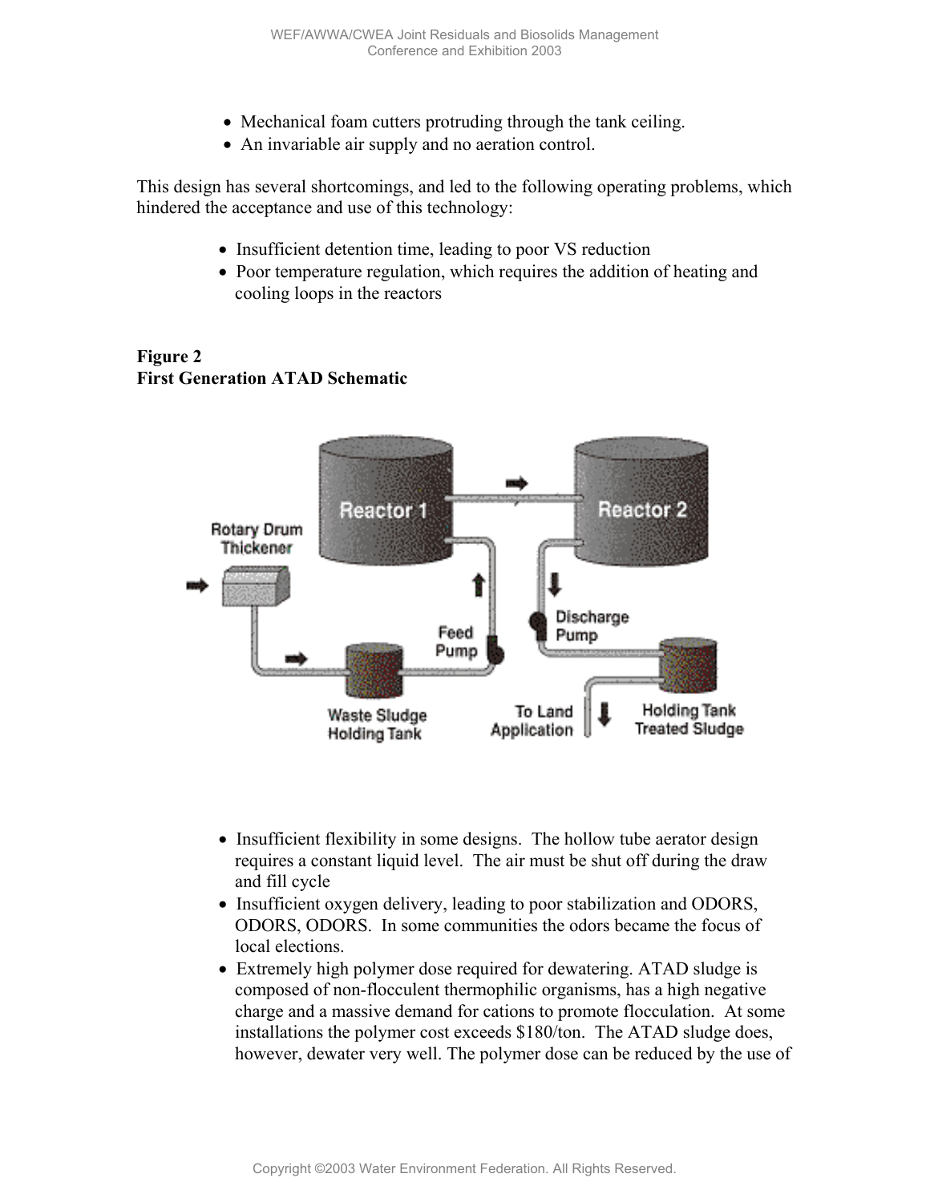- Mechanical foam cutters protruding through the tank ceiling.
- An invariable air supply and no aeration control.

This design has several shortcomings, and led to the following operating problems, which hindered the acceptance and use of this technology:

- Insufficient detention time, leading to poor VS reduction
- Poor temperature regulation, which requires the addition of heating and cooling loops in the reactors

**Figure 2**
**First Generation ATAD Schematic**

- Insufficient flexibility in some designs. The hollow tube aerator design requires a constant liquid level. The air must be shut off during the draw and fill cycle
- Insufficient oxygen delivery, leading to poor stabilization and ODORS, ODORS, ODORS. In some communities the odors became the focus of local elections.
- Extremely high polymer dose required for dewatering. ATAD sludge is composed of non-flocculent thermophilic organisms, has a high negative charge and a massive demand for cations to promote flocculation. At some installations the polymer cost exceeds $180/ton. The ATAD sludge does, however, dewater very well. The polymer dose can be reduced by the use of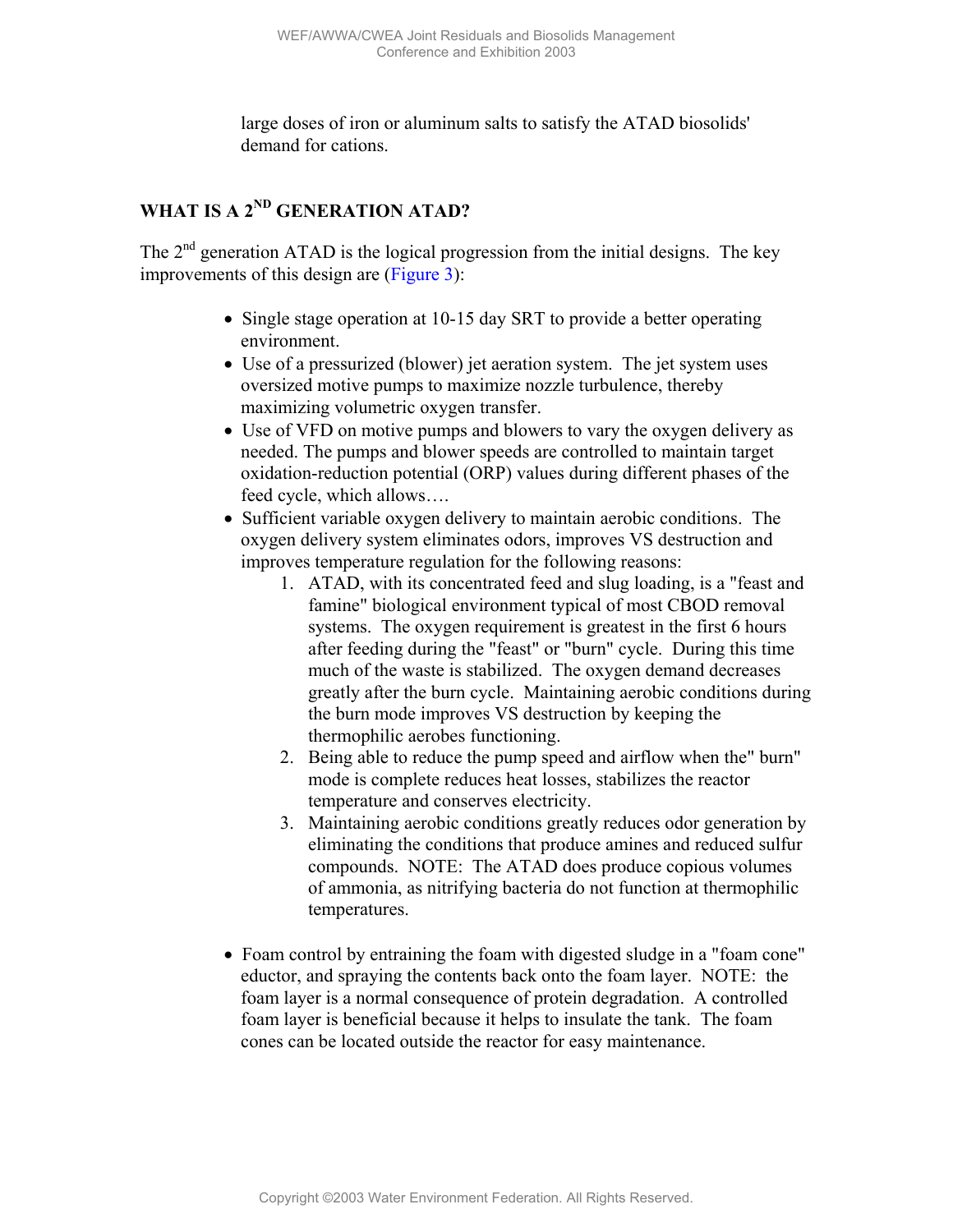large doses of iron or aluminum salts to satisfy the ATAD biosolids' demand for cations.

## WHAT IS A 2ND GENERATION ATAD?

The 2nd generation ATAD is the logical progression from the initial designs. The key improvements of this design are (Figure 3):

- Single stage operation at 10-15 day SRT to provide a better operating environment.
- Use of a pressurized (blower) jet aeration system. The jet system uses oversized motive pumps to maximize nozzle turbulence, thereby maximizing volumetric oxygen transfer.
- Use of VFD on motive pumps and blowers to vary the oxygen delivery as needed. The pumps and blower speeds are controlled to maintain target oxidation-reduction potential (ORP) values during different phases of the feed cycle, which allows….
- Sufficient variable oxygen delivery to maintain aerobic conditions. The oxygen delivery system eliminates odors, improves VS destruction and improves temperature regulation for the following reasons:
    1. ATAD, with its concentrated feed and slug loading, is a "feast and famine" biological environment typical of most CBOD removal systems. The oxygen requirement is greatest in the first 6 hours after feeding during the "feast" or "burn" cycle. During this time much of the waste is stabilized. The oxygen demand decreases greatly after the burn cycle. Maintaining aerobic conditions during the burn mode improves VS destruction by keeping the thermophilic aerobes functioning.
    2. Being able to reduce the pump speed and airflow when the" burn" mode is complete reduces heat losses, stabilizes the reactor temperature and conserves electricity.
    3. Maintaining aerobic conditions greatly reduces odor generation by eliminating the conditions that produce amines and reduced sulfur compounds. NOTE: The ATAD does produce copious volumes of ammonia, as nitrifying bacteria do not function at thermophilic temperatures.

- Foam control by entraining the foam with digested sludge in a "foam cone" eductor, and spraying the contents back onto the foam layer. NOTE: the foam layer is a normal consequence of protein degradation. A controlled foam layer is beneficial because it helps to insulate the tank. The foam cones can be located outside the reactor for easy maintenance.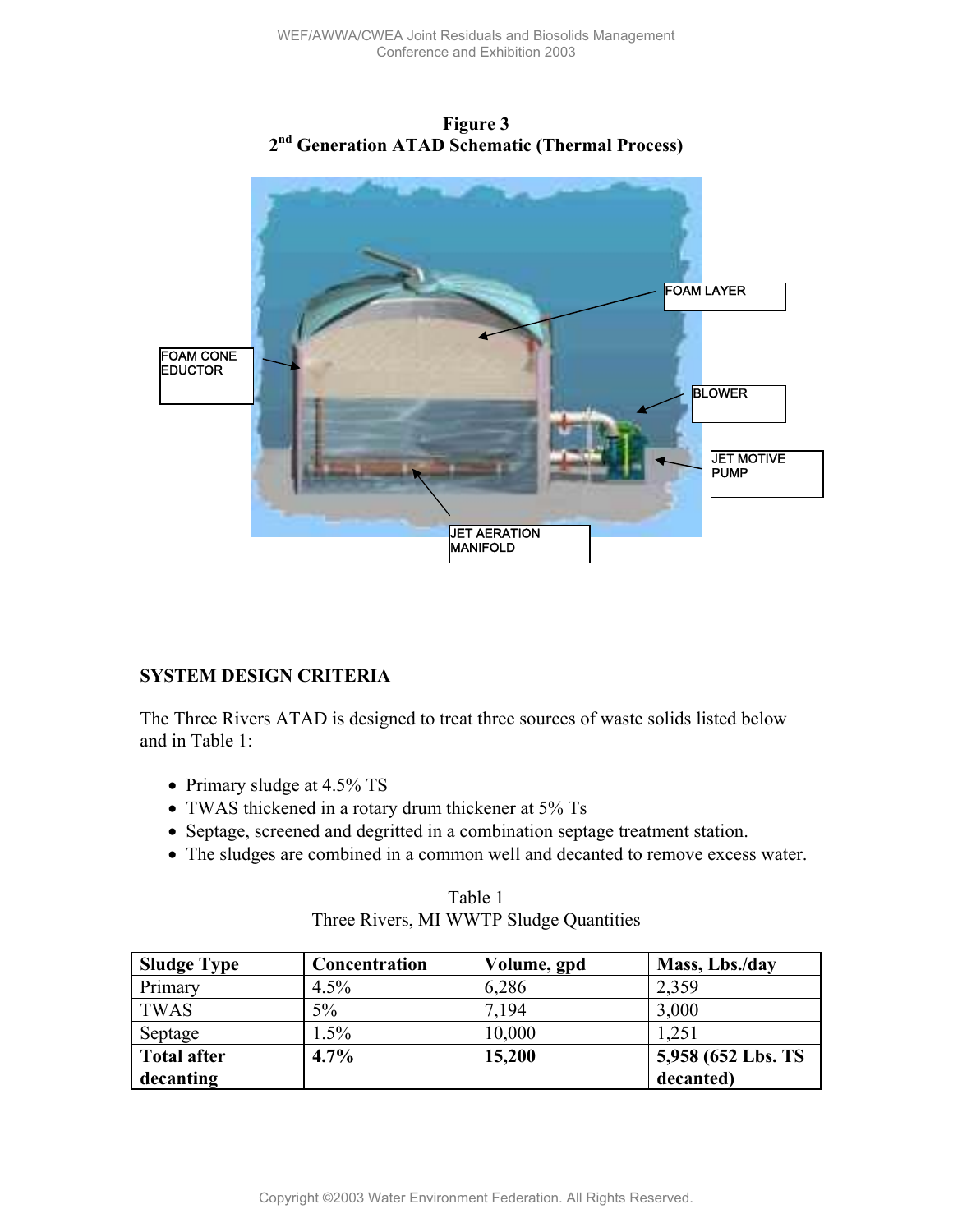**Figure 3**
**2nd Generation ATAD Schematic (Thermal Process)**

FOAM LAYER

FOAM CONE EDUCTOR

BLOWER

JET MOTIVE PUMP

JET AERATION MANIFOLD

## SYSTEM DESIGN CRITERIA

The Three Rivers ATAD is designed to treat three sources of waste solids listed below and in Table 1:

- Primary sludge at 4.5% TS
- TWAS thickened in a rotary drum thickener at 5% Ts
- Septage, screened and degritted in a combination septage treatment station.
- The sludges are combined in a common well and decanted to remove excess water.

Table 1
Three Rivers, MI WWTP Sludge Quantities

| **Sludge Type** | **Concentration** | **Volume, gpd** | **Mass, Lbs./day** |
|---|---|---|---|
| Primary | 4.5% | 6,286 | 2,359 |
| TWAS | 5% | 7,194 | 3,000 |
| Septage | 1.5% | 10,000 | 1,251 |
| **Total after decanting** | **4.7%** | **15,200** | **5,958 (652 Lbs. TS decanted)** |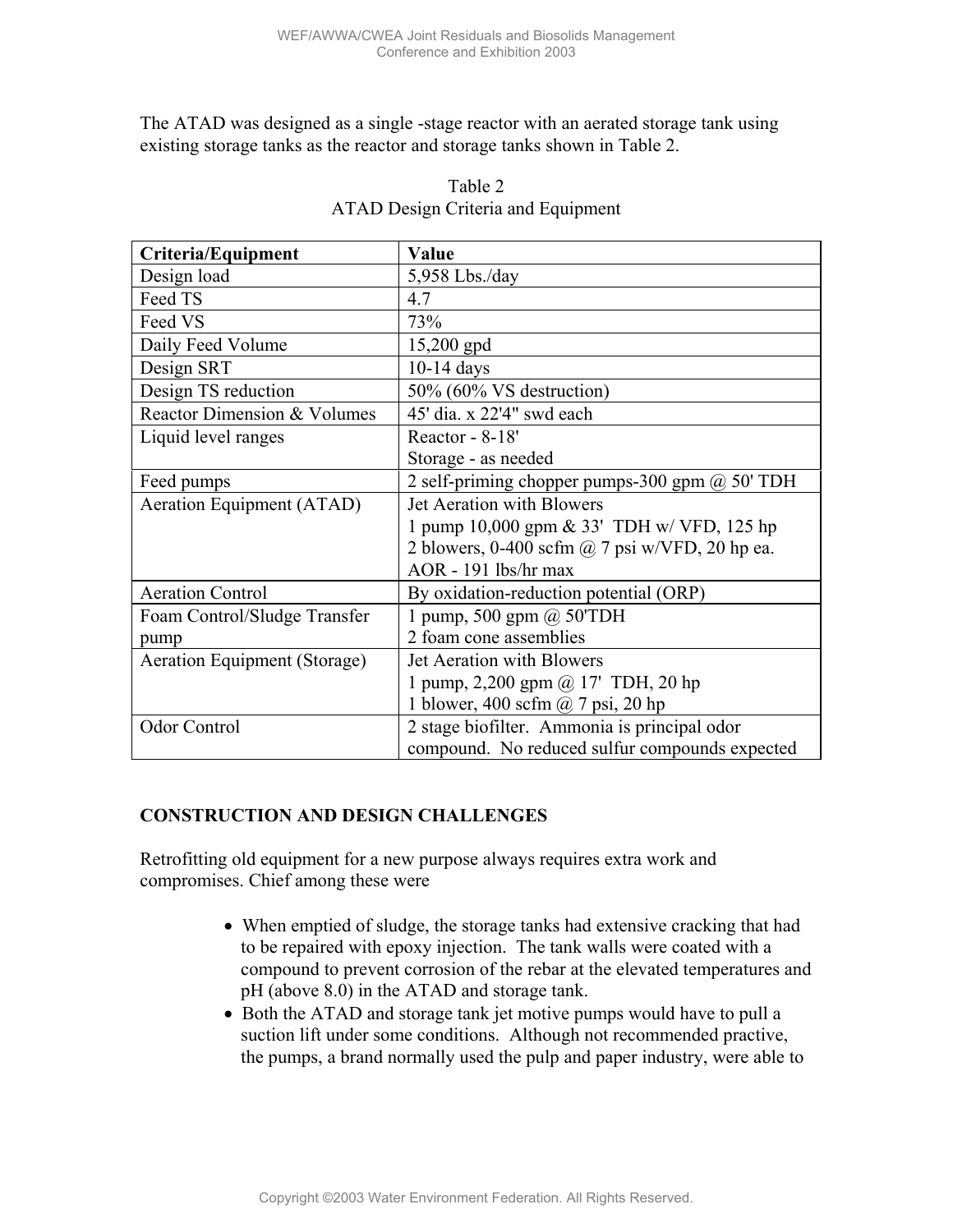The ATAD was designed as a single -stage reactor with an aerated storage tank using existing storage tanks as the reactor and storage tanks shown in Table 2.

Table 2
ATAD Design Criteria and Equipment

| Criteria/Equipment | Value |
|---|---|
| Design load | 5,958 Lbs./day |
| Feed TS | 4.7 |
| Feed VS | 73% |
| Daily Feed Volume | 15,200 gpd |
| Design SRT | 10-14 days |
| Design TS reduction | 50% (60% VS destruction) |
| Reactor Dimension & Volumes | 45' dia. x 22'4" swd each |
| Liquid level ranges | Reactor - 8-18'<br>Storage - as needed |
| Feed pumps | 2 self-priming chopper pumps-300 gpm @ 50' TDH |
| Aeration Equipment (ATAD) | Jet Aeration with Blowers<br>1 pump 10,000 gpm & 33' TDH w/ VFD, 125 hp<br>2 blowers, 0-400 scfm @ 7 psi w/VFD, 20 hp ea.<br>AOR - 191 lbs/hr max |
| Aeration Control | By oxidation-reduction potential (ORP) |
| Foam Control/Sludge Transfer pump | 1 pump, 500 gpm @ 50'TDH<br>2 foam cone assemblies |
| Aeration Equipment (Storage) | Jet Aeration with Blowers<br>1 pump, 2,200 gpm @ 17' TDH, 20 hp<br>1 blower, 400 scfm @ 7 psi, 20 hp |
| Odor Control | 2 stage biofilter. Ammonia is principal odor compound. No reduced sulfur compounds expected |

## CONSTRUCTION AND DESIGN CHALLENGES

Retrofitting old equipment for a new purpose always requires extra work and compromises. Chief among these were

- When emptied of sludge, the storage tanks had extensive cracking that had to be repaired with epoxy injection. The tank walls were coated with a compound to prevent corrosion of the rebar at the elevated temperatures and pH (above 8.0) in the ATAD and storage tank.
- Both the ATAD and storage tank jet motive pumps would have to pull a suction lift under some conditions. Although not recommended practive, the pumps, a brand normally used the pulp and paper industry, were able to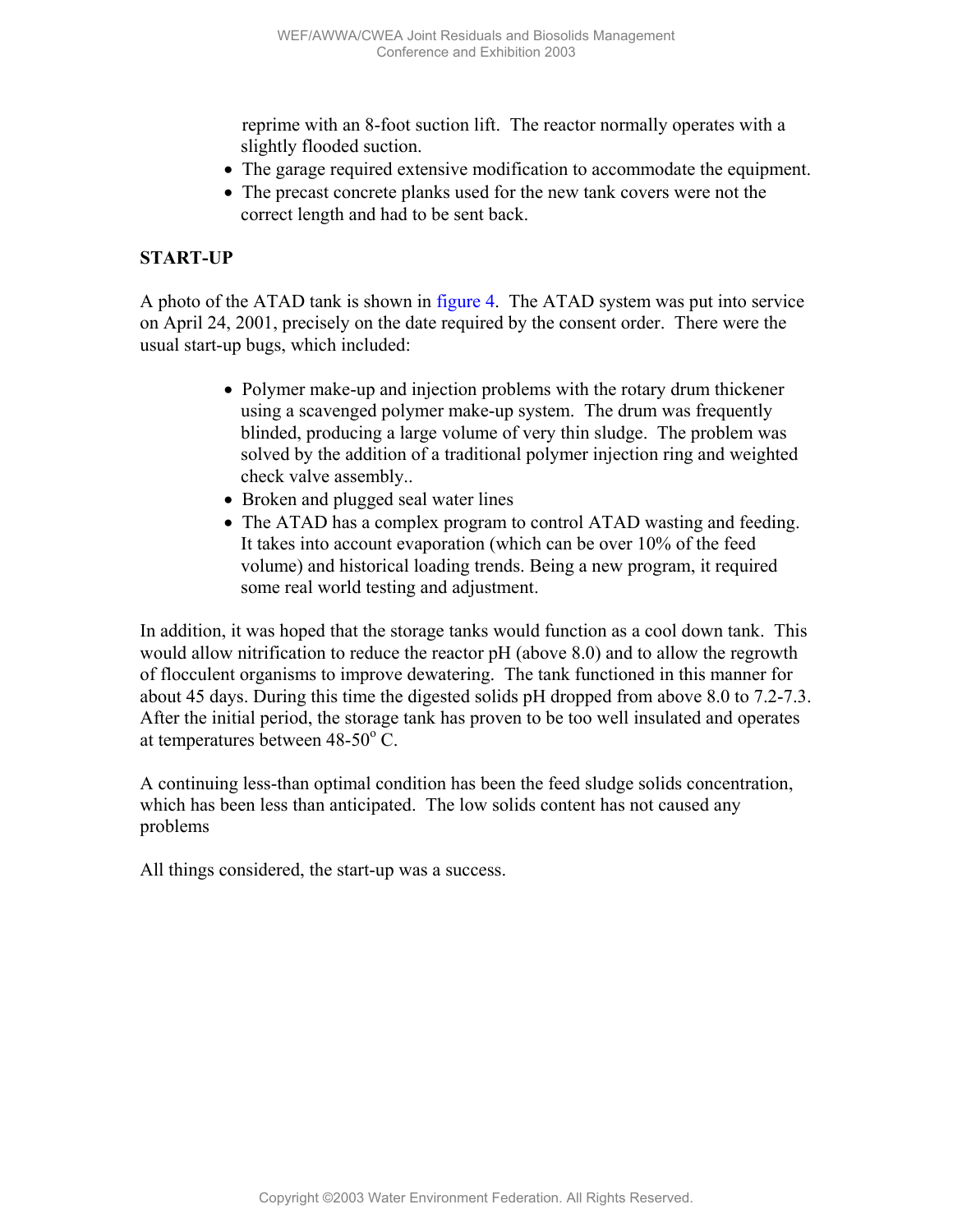reprime with an 8-foot suction lift. The reactor normally operates with a slightly flooded suction.

- The garage required extensive modification to accommodate the equipment.
- The precast concrete planks used for the new tank covers were not the correct length and had to be sent back.

**START-UP**

A photo of the ATAD tank is shown in figure 4. The ATAD system was put into service on April 24, 2001, precisely on the date required by the consent order. There were the usual start-up bugs, which included:

- Polymer make-up and injection problems with the rotary drum thickener using a scavenged polymer make-up system. The drum was frequently blinded, producing a large volume of very thin sludge. The problem was solved by the addition of a traditional polymer injection ring and weighted check valve assembly..
- Broken and plugged seal water lines
- The ATAD has a complex program to control ATAD wasting and feeding. It takes into account evaporation (which can be over 10% of the feed volume) and historical loading trends. Being a new program, it required some real world testing and adjustment.

In addition, it was hoped that the storage tanks would function as a cool down tank. This would allow nitrification to reduce the reactor pH (above 8.0) and to allow the regrowth of flocculent organisms to improve dewatering. The tank functioned in this manner for about 45 days. During this time the digested solids pH dropped from above 8.0 to 7.2-7.3. After the initial period, the storage tank has proven to be too well insulated and operates at temperatures between 48-50$^{o}$ C.

A continuing less-than optimal condition has been the feed sludge solids concentration, which has been less than anticipated. The low solids content has not caused any problems

All things considered, the start-up was a success.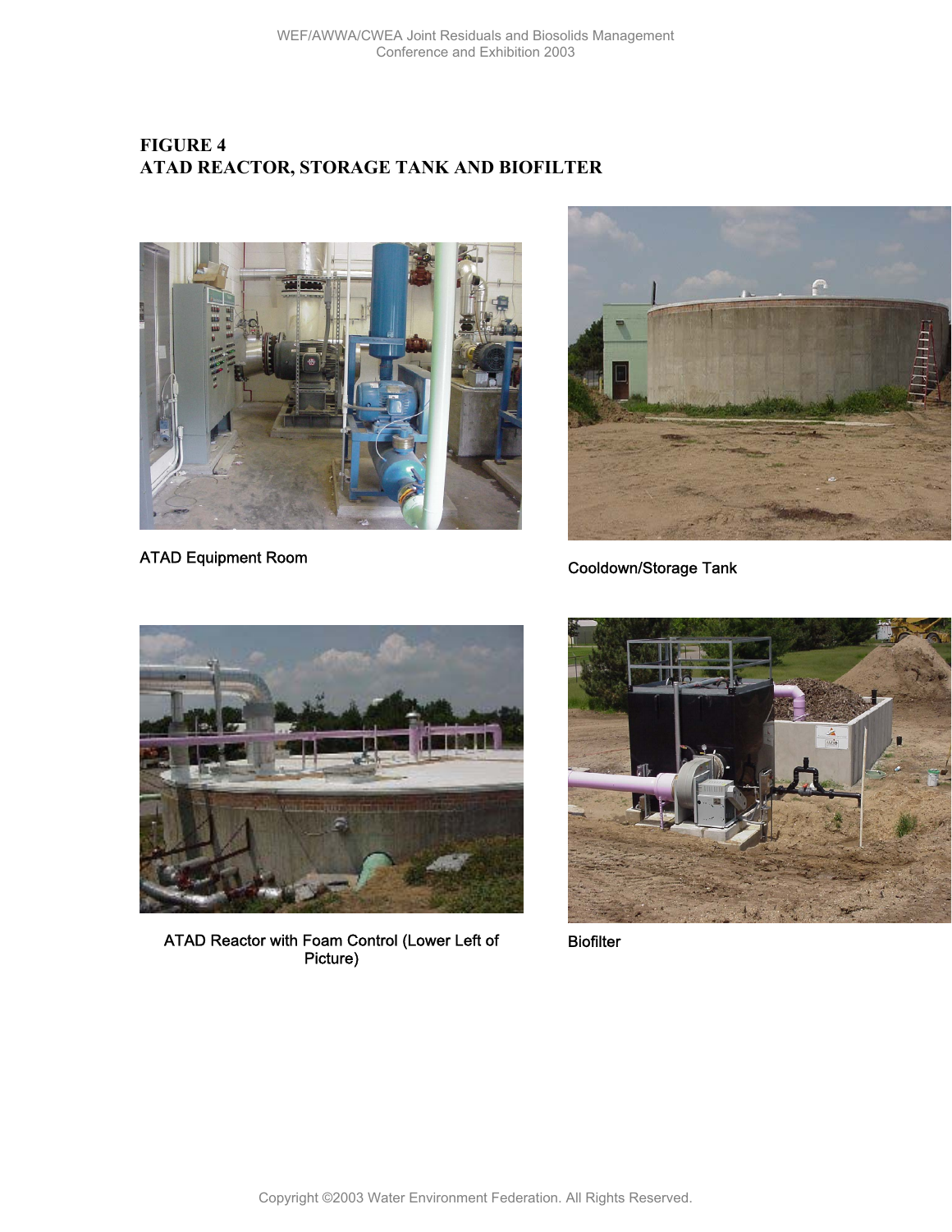# FIGURE 4
# ATAD REACTOR, STORAGE TANK AND BIOFILTER

ATAD Equipment Room

Cooldown/Storage Tank

ATAD Reactor with Foam Control (Lower Left of Picture)

Biofilter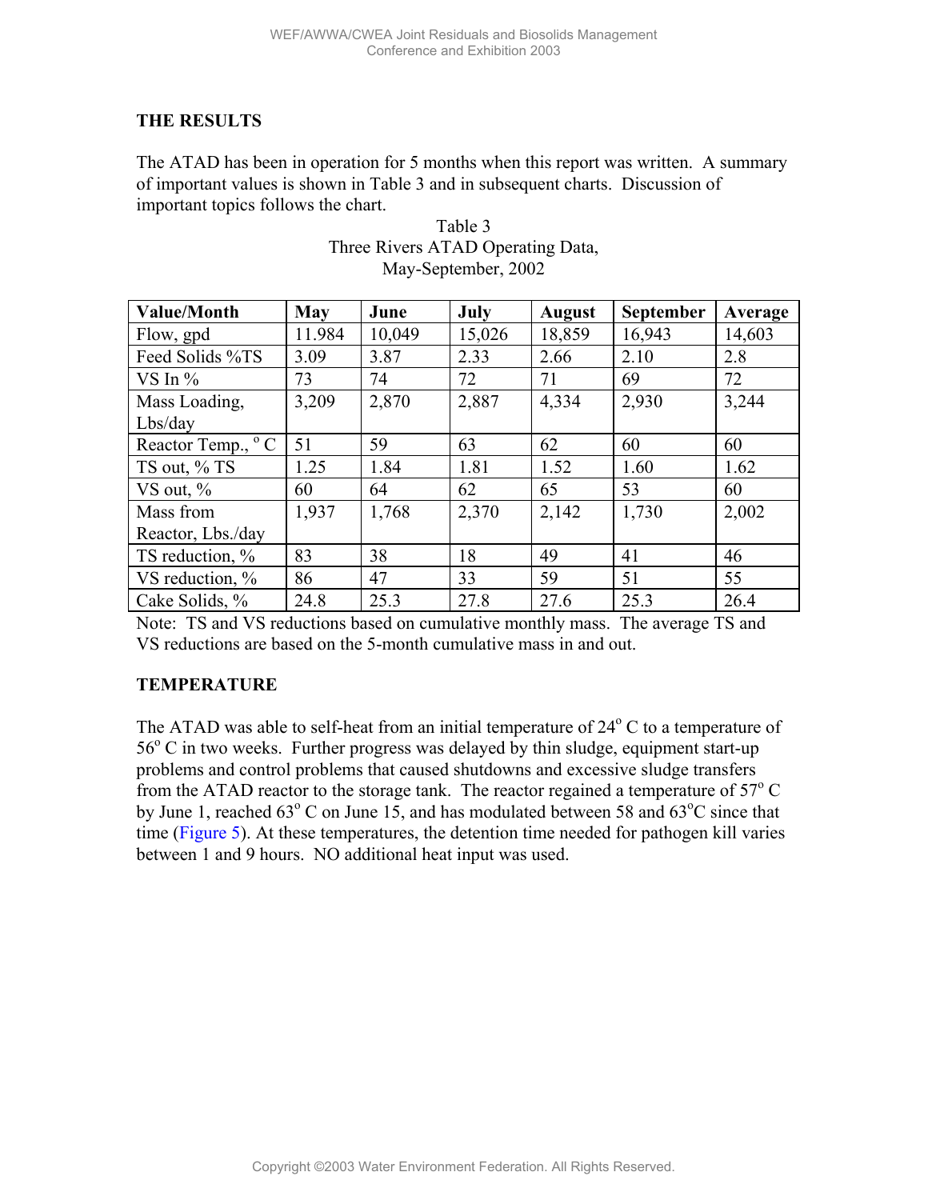## THE RESULTS

The ATAD has been in operation for 5 months when this report was written. A summary of important values is shown in Table 3 and in subsequent charts. Discussion of important topics follows the chart.

Table 3
Three Rivers ATAD Operating Data,
May-September, 2002

| Value/Month | May | June | July | August | September | Average |
|---|---|---|---|---|---|---|
| Flow, gpd | 11.984 | 10,049 | 15,026 | 18,859 | 16,943 | 14,603 |
| Feed Solids %TS | 3.09 | 3.87 | 2.33 | 2.66 | 2.10 | 2.8 |
| VS In % | 73 | 74 | 72 | 71 | 69 | 72 |
| Mass Loading, Lbs/day | 3,209 | 2,870 | 2,887 | 4,334 | 2,930 | 3,244 |
| Reactor Temp., $^{o}$ C | 51 | 59 | 63 | 62 | 60 | 60 |
| TS out, % TS | 1.25 | 1.84 | 1.81 | 1.52 | 1.60 | 1.62 |
| VS out, % | 60 | 64 | 62 | 65 | 53 | 60 |
| Mass from Reactor, Lbs./day | 1,937 | 1,768 | 2,370 | 2,142 | 1,730 | 2,002 |
| TS reduction, % | 83 | 38 | 18 | 49 | 41 | 46 |
| VS reduction, % | 86 | 47 | 33 | 59 | 51 | 55 |
| Cake Solids, % | 24.8 | 25.3 | 27.8 | 27.6 | 25.3 | 26.4 |

Note: TS and VS reductions based on cumulative monthly mass. The average TS and VS reductions are based on the 5-month cumulative mass in and out.

## TEMPERATURE

The ATAD was able to self-heat from an initial temperature of 24$^{o}$ C to a temperature of 56$^{o}$ C in two weeks. Further progress was delayed by thin sludge, equipment start-up problems and control problems that caused shutdowns and excessive sludge transfers from the ATAD reactor to the storage tank. The reactor regained a temperature of 57$^{o}$ C by June 1, reached 63$^{o}$ C on June 15, and has modulated between 58 and 63$^{o}$C since that time (Figure 5). At these temperatures, the detention time needed for pathogen kill varies between 1 and 9 hours. NO additional heat input was used.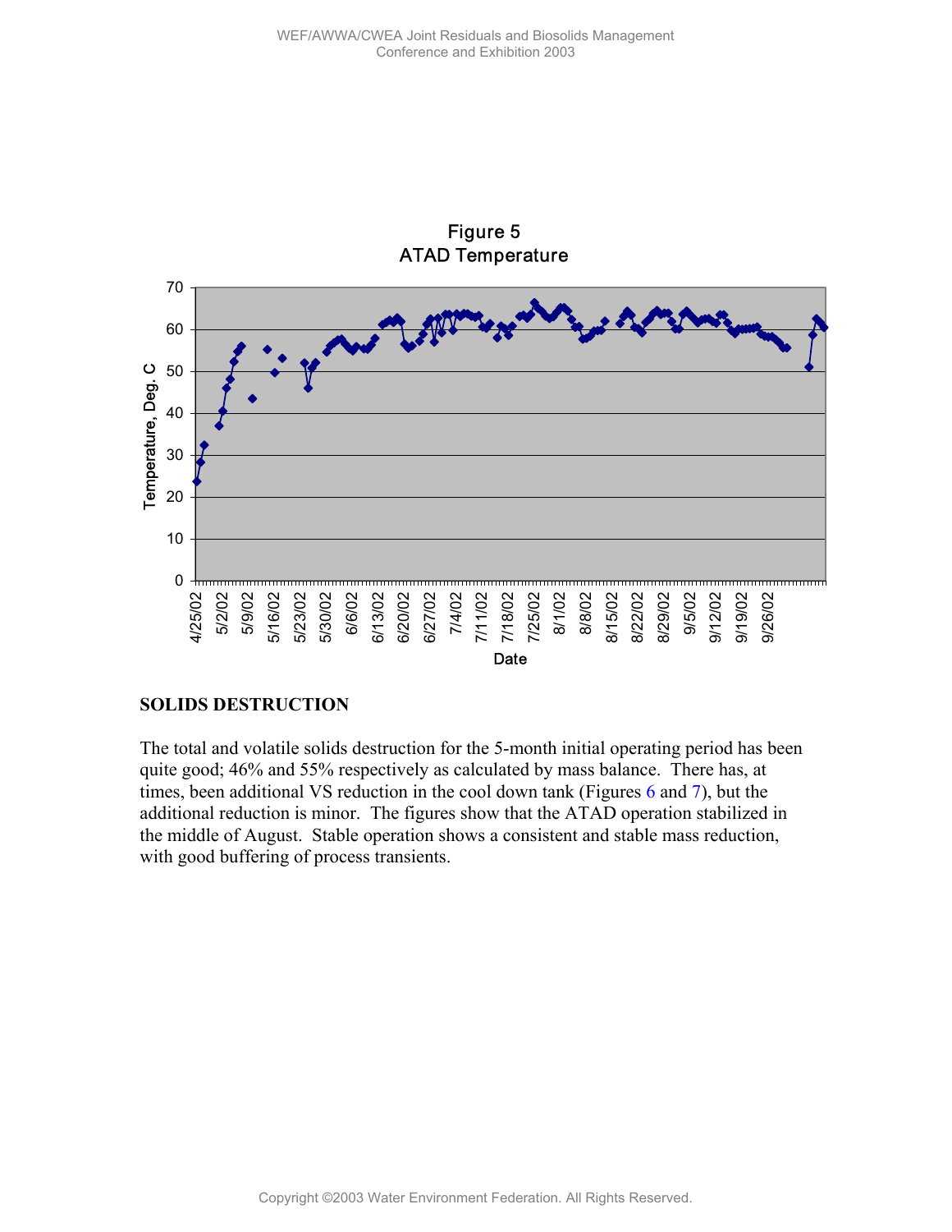Figure 5
ATAD Temperature

## SOLIDS DESTRUCTION

The total and volatile solids destruction for the 5-month initial operating period has been quite good; 46% and 55% respectively as calculated by mass balance. There has, at times, been additional VS reduction in the cool down tank (Figures 6 and 7), but the additional reduction is minor. The figures show that the ATAD operation stabilized in the middle of August. Stable operation shows a consistent and stable mass reduction, with good buffering of process transients.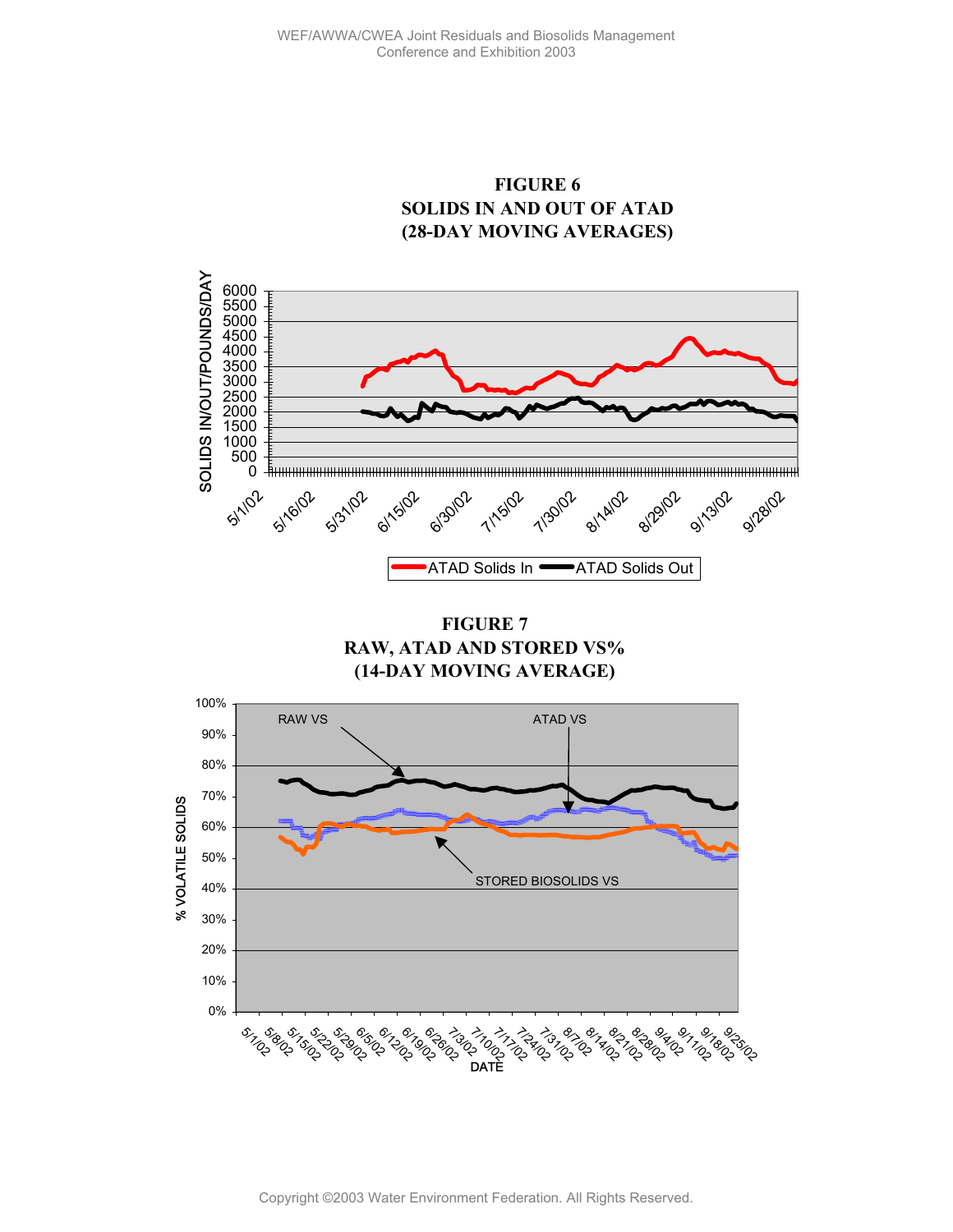**FIGURE 6**
**SOLIDS IN AND OUT OF ATAD**
**(28-DAY MOVING AVERAGES)**

**FIGURE 7**
**RAW, ATAD AND STORED VS%**
**(14-DAY MOVING AVERAGE)**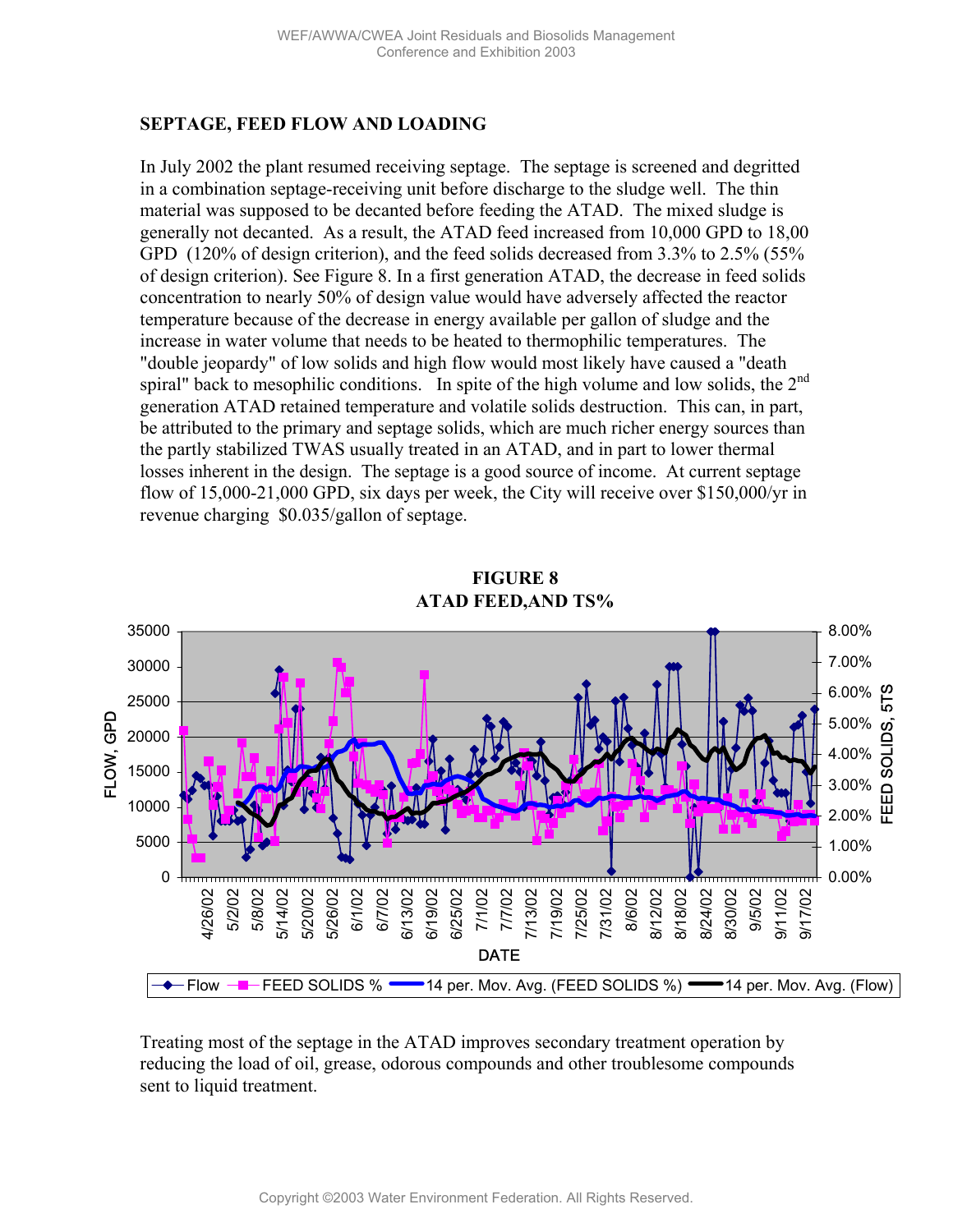## SEPTAGE, FEED FLOW AND LOADING

In July 2002 the plant resumed receiving septage. The septage is screened and degritted in a combination septage-receiving unit before discharge to the sludge well. The thin material was supposed to be decanted before feeding the ATAD. The mixed sludge is generally not decanted. As a result, the ATAD feed increased from 10,000 GPD to 18,00 GPD (120% of design criterion), and the feed solids decreased from 3.3% to 2.5% (55% of design criterion). See Figure 8. In a first generation ATAD, the decrease in feed solids concentration to nearly 50% of design value would have adversely affected the reactor temperature because of the decrease in energy available per gallon of sludge and the increase in water volume that needs to be heated to thermophilic temperatures. The "double jeopardy" of low solids and high flow would most likely have caused a "death spiral" back to mesophilic conditions. In spite of the high volume and low solids, the 2nd generation ATAD retained temperature and volatile solids destruction. This can, in part, be attributed to the primary and septage solids, which are much richer energy sources than the partly stabilized TWAS usually treated in an ATAD, and in part to lower thermal losses inherent in the design. The septage is a good source of income. At current septage flow of 15,000-21,000 GPD, six days per week, the City will receive over $150,000/yr in revenue charging $0.035/gallon of septage.

**FIGURE 8**
**ATAD FEED,AND TS%**

Treating most of the septage in the ATAD improves secondary treatment operation by reducing the load of oil, grease, odorous compounds and other troublesome compounds sent to liquid treatment.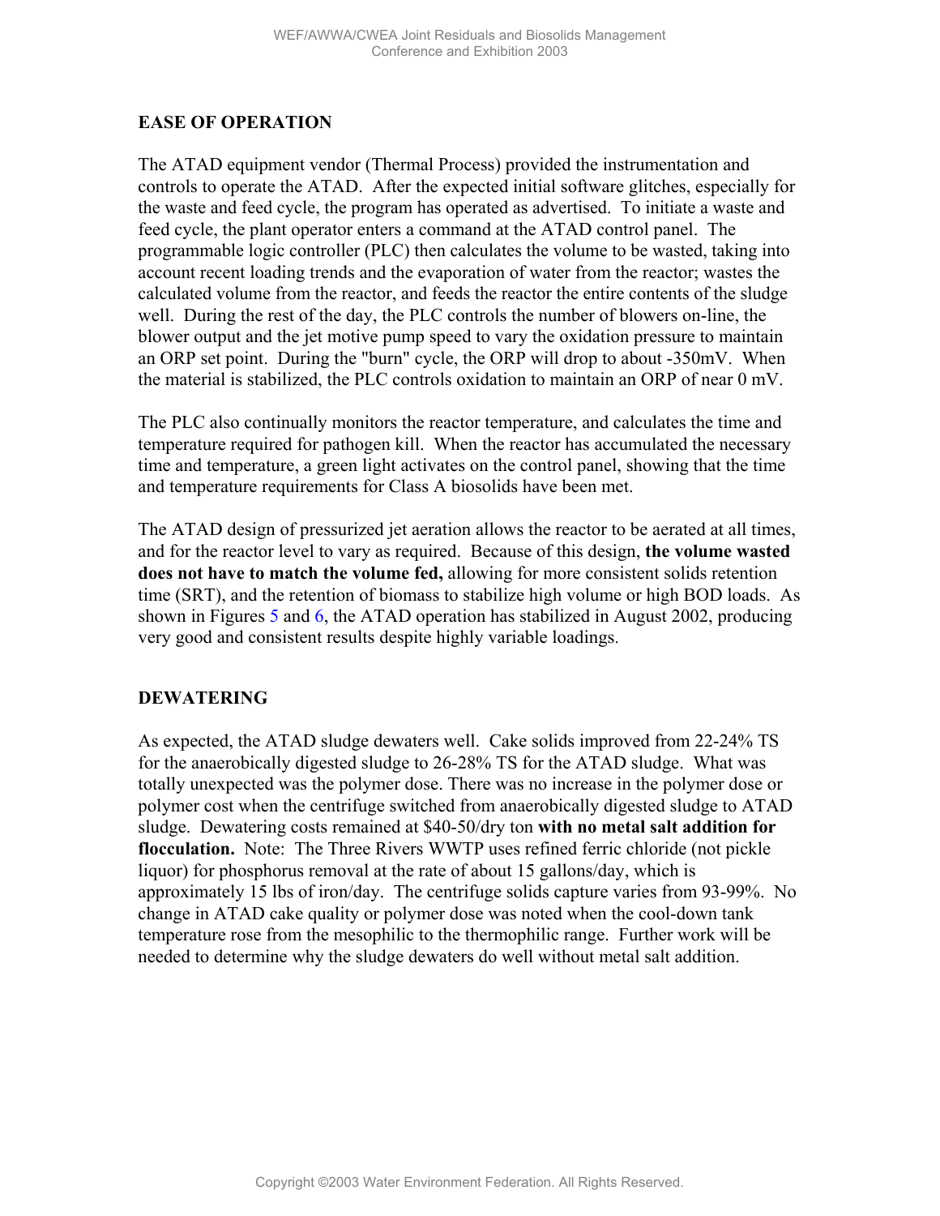## EASE OF OPERATION

The ATAD equipment vendor (Thermal Process) provided the instrumentation and controls to operate the ATAD. After the expected initial software glitches, especially for the waste and feed cycle, the program has operated as advertised. To initiate a waste and feed cycle, the plant operator enters a command at the ATAD control panel. The programmable logic controller (PLC) then calculates the volume to be wasted, taking into account recent loading trends and the evaporation of water from the reactor; wastes the calculated volume from the reactor, and feeds the reactor the entire contents of the sludge well. During the rest of the day, the PLC controls the number of blowers on-line, the blower output and the jet motive pump speed to vary the oxidation pressure to maintain an ORP set point. During the "burn" cycle, the ORP will drop to about -350mV. When the material is stabilized, the PLC controls oxidation to maintain an ORP of near 0 mV.

The PLC also continually monitors the reactor temperature, and calculates the time and temperature required for pathogen kill. When the reactor has accumulated the necessary time and temperature, a green light activates on the control panel, showing that the time and temperature requirements for Class A biosolids have been met.

The ATAD design of pressurized jet aeration allows the reactor to be aerated at all times, and for the reactor level to vary as required. Because of this design, **the volume wasted does not have to match the volume fed,** allowing for more consistent solids retention time (SRT), and the retention of biomass to stabilize high volume or high BOD loads. As shown in Figures 5 and 6, the ATAD operation has stabilized in August 2002, producing very good and consistent results despite highly variable loadings.

## DEWATERING

As expected, the ATAD sludge dewaters well. Cake solids improved from 22-24% TS for the anaerobically digested sludge to 26-28% TS for the ATAD sludge. What was totally unexpected was the polymer dose. There was no increase in the polymer dose or polymer cost when the centrifuge switched from anaerobically digested sludge to ATAD sludge. Dewatering costs remained at $40-50/dry ton **with no metal salt addition for flocculation.** Note: The Three Rivers WWTP uses refined ferric chloride (not pickle liquor) for phosphorus removal at the rate of about 15 gallons/day, which is approximately 15 lbs of iron/day. The centrifuge solids capture varies from 93-99%. No change in ATAD cake quality or polymer dose was noted when the cool-down tank temperature rose from the mesophilic to the thermophilic range. Further work will be needed to determine why the sludge dewaters do well without metal salt addition.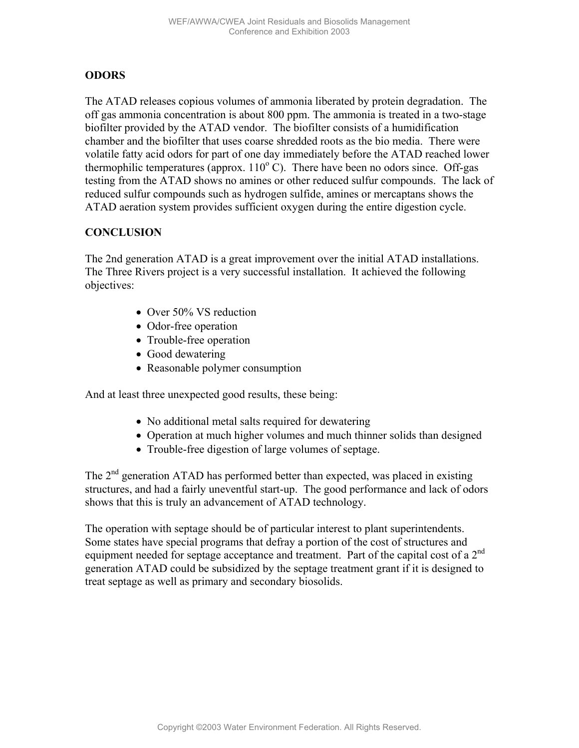## ODORS

The ATAD releases copious volumes of ammonia liberated by protein degradation. The off gas ammonia concentration is about 800 ppm. The ammonia is treated in a two-stage biofilter provided by the ATAD vendor. The biofilter consists of a humidification chamber and the biofilter that uses coarse shredded roots as the bio media. There were volatile fatty acid odors for part of one day immediately before the ATAD reached lower thermophilic temperatures (approx. $110^{o}$ C). There have been no odors since. Off-gas testing from the ATAD shows no amines or other reduced sulfur compounds. The lack of reduced sulfur compounds such as hydrogen sulfide, amines or mercaptans shows the ATAD aeration system provides sufficient oxygen during the entire digestion cycle.

## CONCLUSION

The 2nd generation ATAD is a great improvement over the initial ATAD installations. The Three Rivers project is a very successful installation. It achieved the following objectives:

- Over 50% VS reduction
- Odor-free operation
- Trouble-free operation
- Good dewatering
- Reasonable polymer consumption

And at least three unexpected good results, these being:

- No additional metal salts required for dewatering
- Operation at much higher volumes and much thinner solids than designed
- Trouble-free digestion of large volumes of septage.

The 2nd generation ATAD has performed better than expected, was placed in existing structures, and had a fairly uneventful start-up. The good performance and lack of odors shows that this is truly an advancement of ATAD technology.

The operation with septage should be of particular interest to plant superintendents. Some states have special programs that defray a portion of the cost of structures and equipment needed for septage acceptance and treatment. Part of the capital cost of a 2nd generation ATAD could be subsidized by the septage treatment grant if it is designed to treat septage as well as primary and secondary biosolids.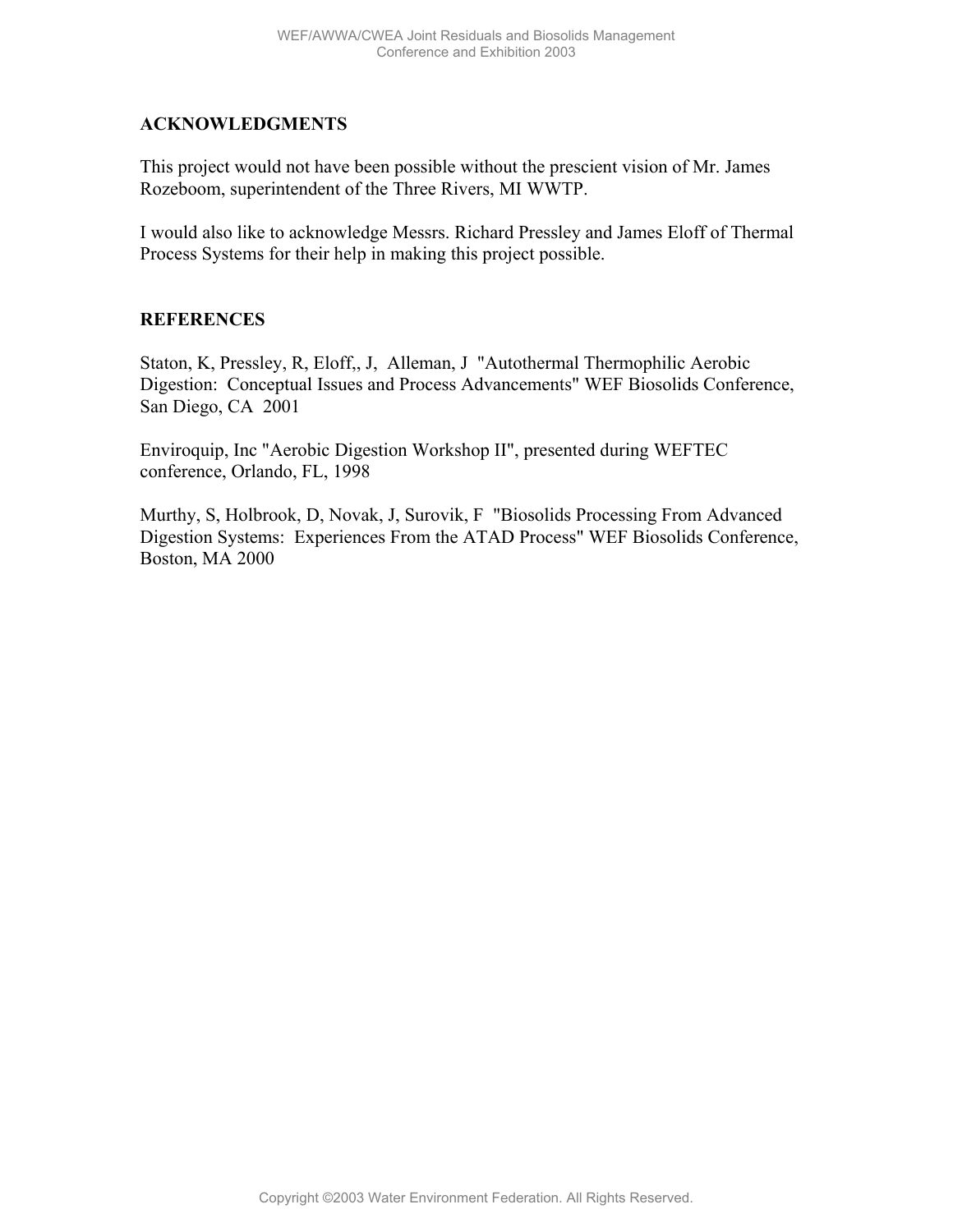## ACKNOWLEDGMENTS

This project would not have been possible without the prescient vision of Mr. James Rozeboom, superintendent of the Three Rivers, MI WWTP.

I would also like to acknowledge Messrs. Richard Pressley and James Eloff of Thermal Process Systems for their help in making this project possible.

## REFERENCES

Staton, K, Pressley, R, Eloff,, J, Alleman, J "Autothermal Thermophilic Aerobic Digestion: Conceptual Issues and Process Advancements" WEF Biosolids Conference, San Diego, CA 2001

Enviroquip, Inc "Aerobic Digestion Workshop II", presented during WEFTEC conference, Orlando, FL, 1998

Murthy, S, Holbrook, D, Novak, J, Surovik, F "Biosolids Processing From Advanced Digestion Systems: Experiences From the ATAD Process" WEF Biosolids Conference, Boston, MA 2000